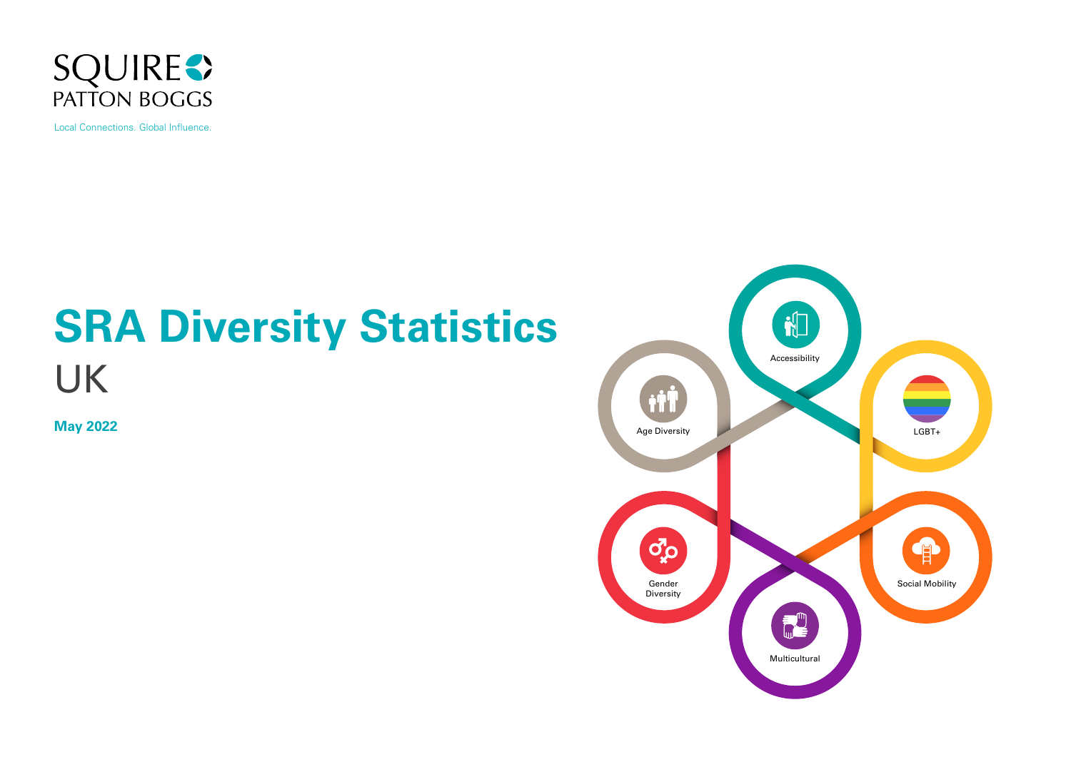SQUIRE PATTON BOGGS

Local Connections. Global Influence.

# SRA Diversity Statistics

## UK

**May 2022**

Accessibility

Age Diversity

LGBT+

Gender Diversity

Social Mobility

Multicultural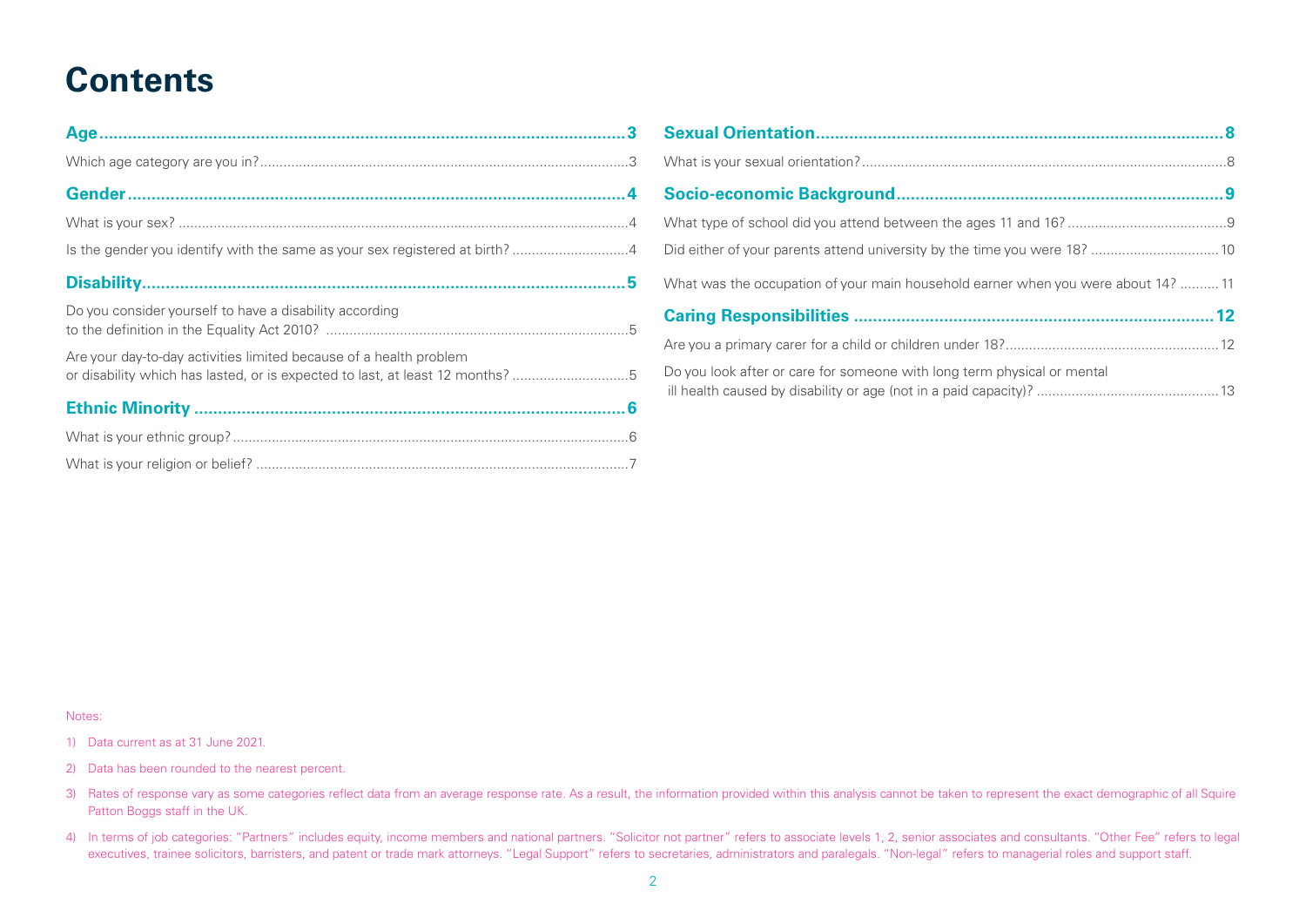# Contents

**Age** ... 3

Which age category are you in? ... 3

**Gender** ... 4

What is your sex? ... 4

Is the gender you identify with the same as your sex registered at birth? ... 4

**Disability** ... 5

Do you consider yourself to have a disability according to the definition in the Equality Act 2010? ... 5

Are your day-to-day activities limited because of a health problem or disability which has lasted, or is expected to last, at least 12 months? ... 5

**Ethnic Minority** ... 6

What is your ethnic group? ... 6

What is your religion or belief? ... 7

**Sexual Orientation** ... 8

What is your sexual orientation? ... 8

**Socio-economic Background** ... 9

What type of school did you attend between the ages 11 and 16? ... 9

Did either of your parents attend university by the time you were 18? ... 10

What was the occupation of your main household earner when you were about 14? ... 11

**Caring Responsibilities** ... 12

Are you a primary carer for a child or children under 18? ... 12

Do you look after or care for someone with long term physical or mental ill health caused by disability or age (not in a paid capacity)? ... 13

Notes:

1) Data current as at 31 June 2021.
2) Data has been rounded to the nearest percent.
3) Rates of response vary as some categories reflect data from an average response rate. As a result, the information provided within this analysis cannot be taken to represent the exact demographic of all Squire Patton Boggs staff in the UK.
4) In terms of job categories: "Partners" includes equity, income members and national partners. "Solicitor not partner" refers to associate levels 1, 2, senior associates and consultants. "Other Fee" refers to legal executives, trainee solicitors, barristers, and patent or trade mark attorneys. "Legal Support" refers to secretaries, administrators and paralegals. "Non-legal" refers to managerial roles and support staff.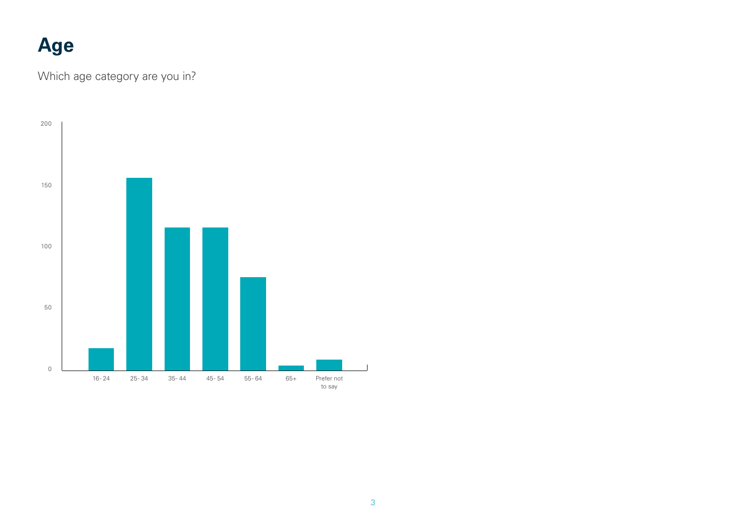# Age

Which age category are you in?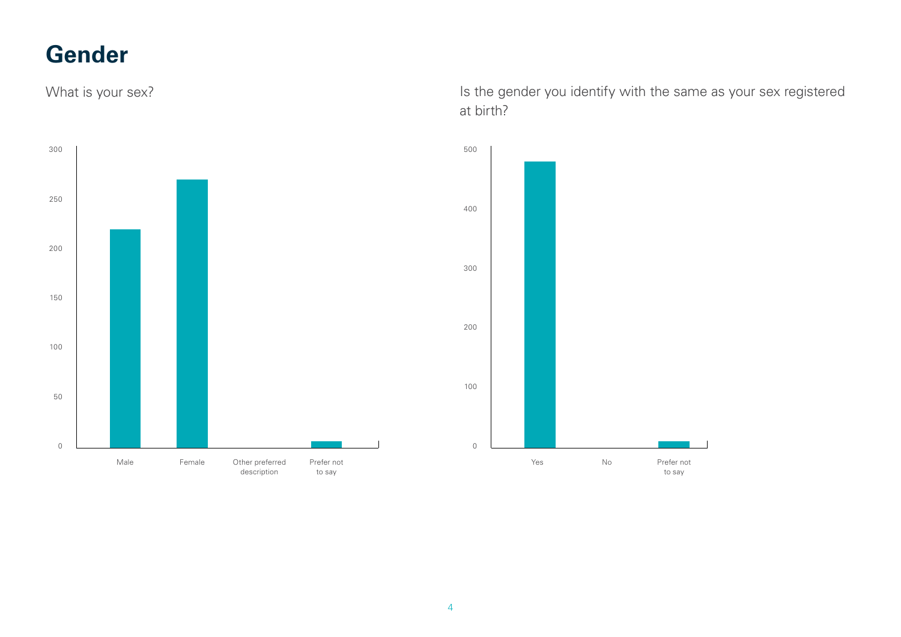# Gender

What is your sex?

| Response | Value |
|---|---|
| Male | ~220 |
| Female | ~270 |
| Other preferred description | 0 |
| Prefer not to say | ~6 |

Is the gender you identify with the same as your sex registered at birth?

| Response | Value |
|---|---|
| Yes | ~480 |
| No | 0 |
| Prefer not to say | ~10 |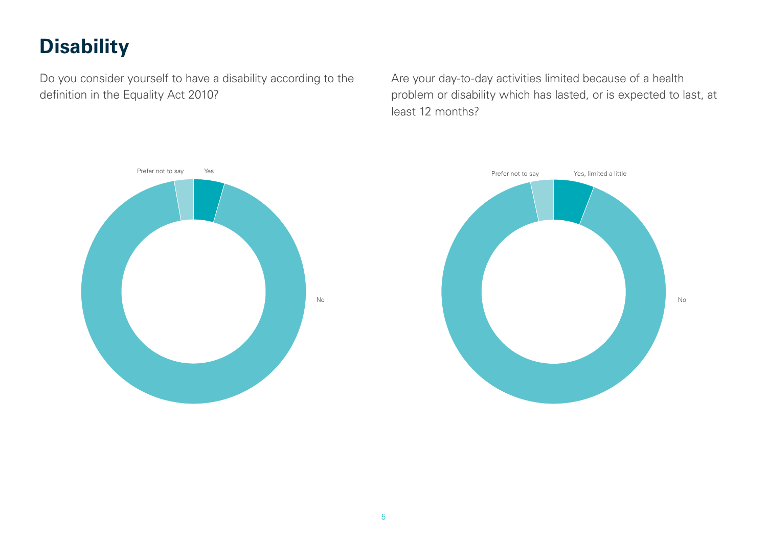# Disability

Do you consider yourself to have a disability according to the definition in the Equality Act 2010?

Prefer not to say

Yes

No

Are your day-to-day activities limited because of a health problem or disability which has lasted, or is expected to last, at least 12 months?

Prefer not to say

Yes, limited a little

No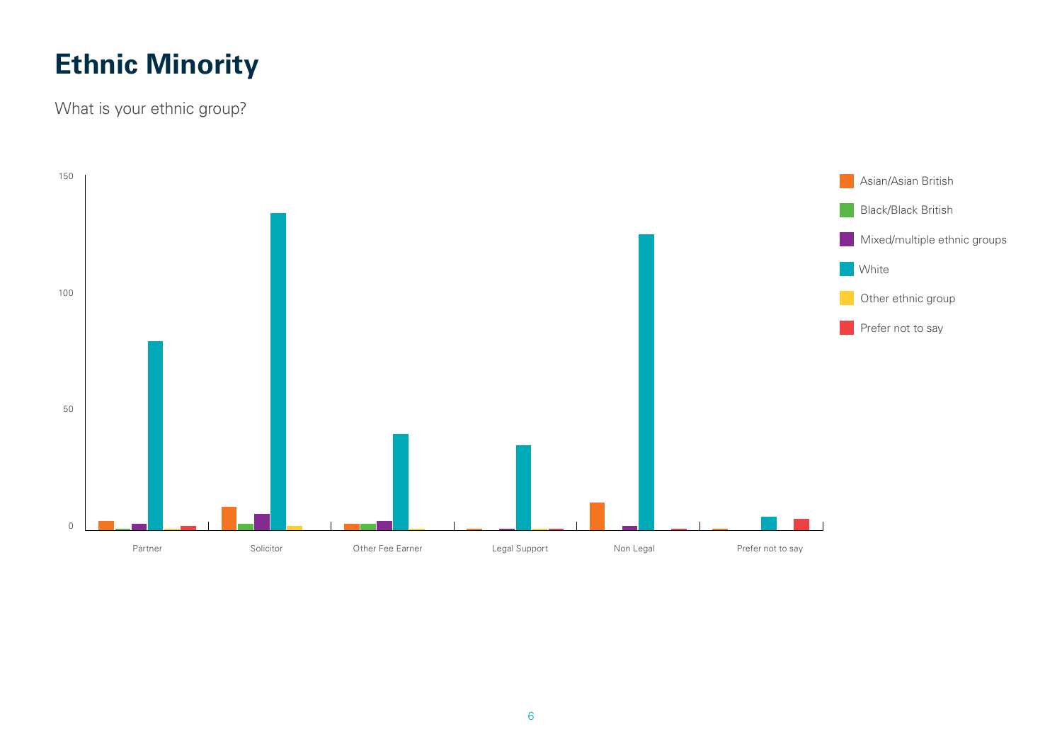# Ethnic Minority

What is your ethnic group?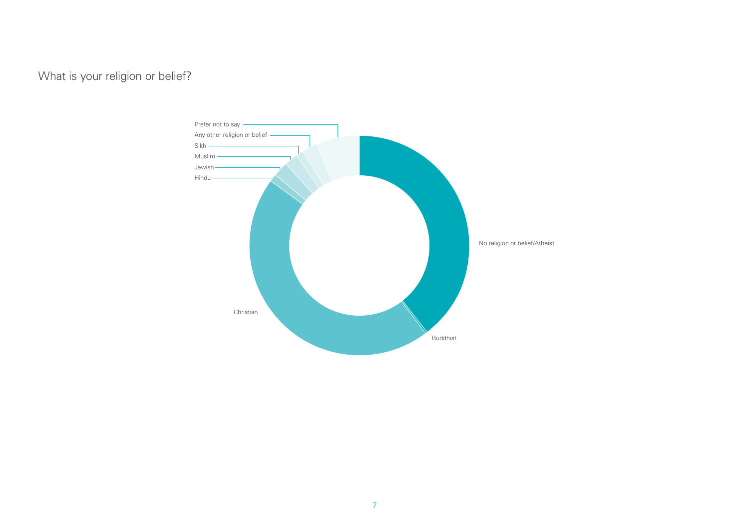What is your religion or belief?

Prefer not to say

Any other religion or belief

Sikh

Muslim

Jewish

Hindu

No religion or belief/Atheist

Christian

Buddhist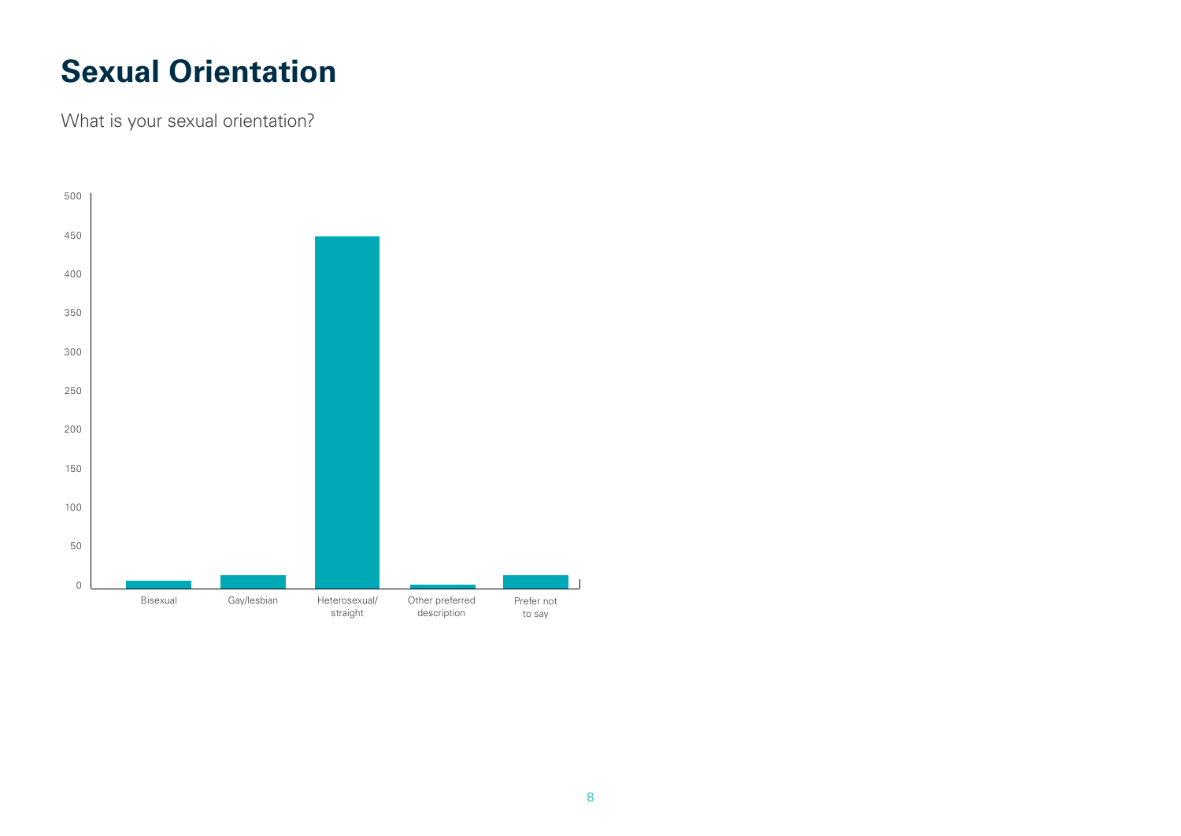# Sexual Orientation

What is your sexual orientation?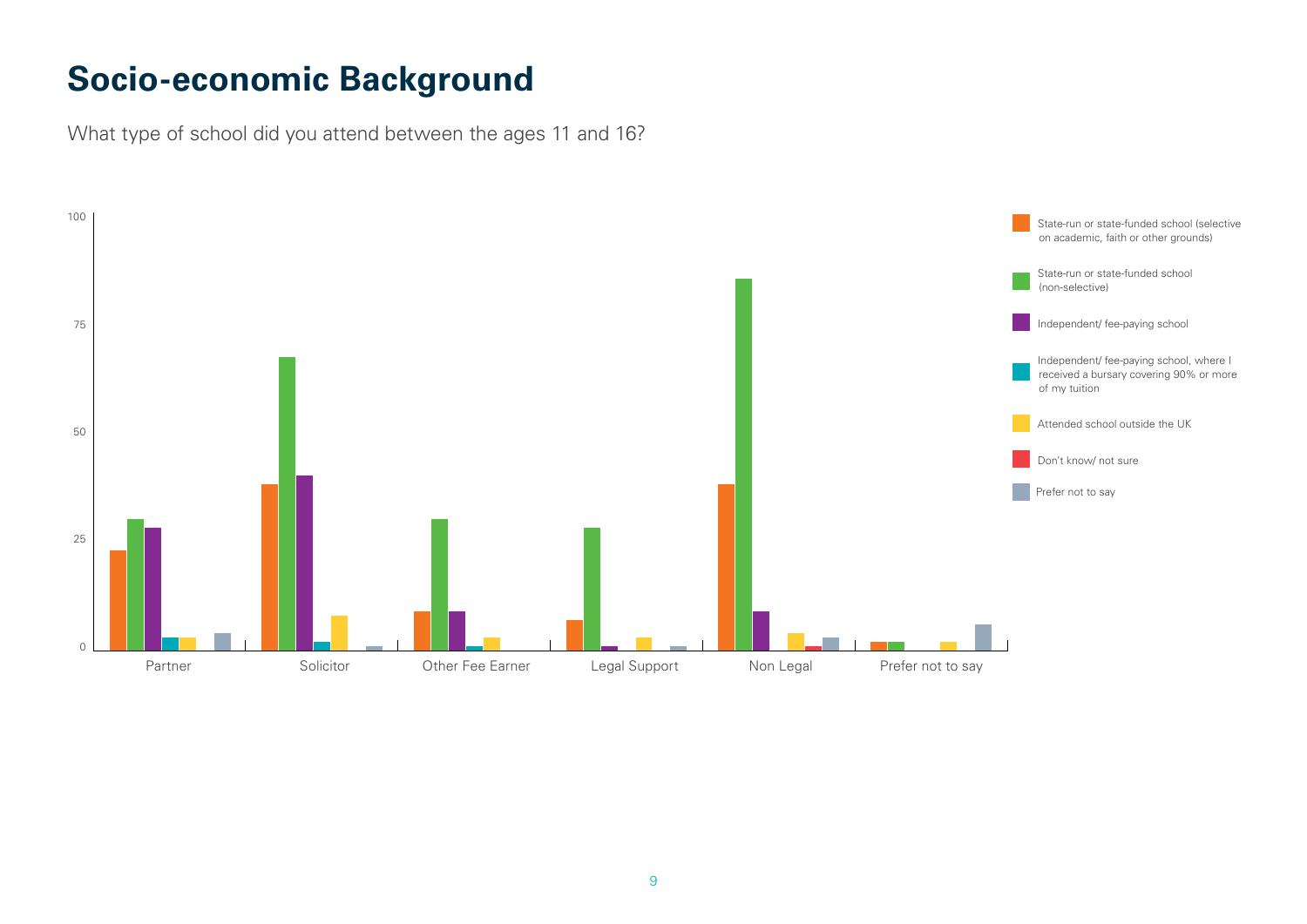# Socio-economic Background

What type of school did you attend between the ages 11 and 16?

100

75

50

25

0

Partner | Solicitor | Other Fee Earner | Legal Support | Non Legal | Prefer not to say

State-run or state-funded school (selective on academic, faith or other grounds)

State-run or state-funded school (non-selective)

Independent/ fee-paying school

Independent/ fee-paying school, where I received a bursary covering 90% or more of my tuition

Attended school outside the UK

Don't know/ not sure

Prefer not to say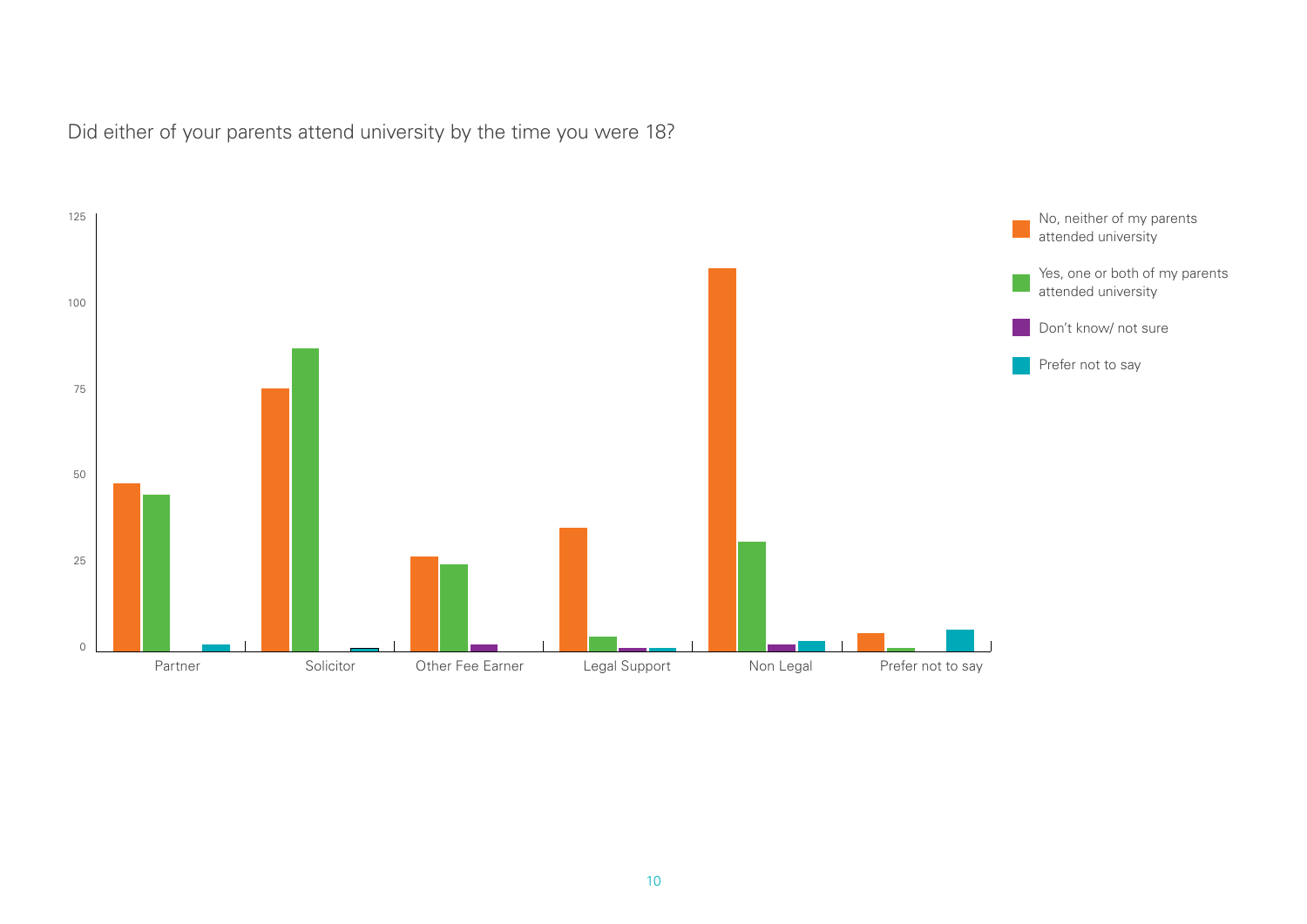Did either of your parents attend university by the time you were 18?

125

100

75

50

25

0

Partner | Solicitor | Other Fee Earner | Legal Support | Non Legal | Prefer not to say

- No, neither of my parents attended university
- Yes, one or both of my parents attended university
- Don't know/ not sure
- Prefer not to say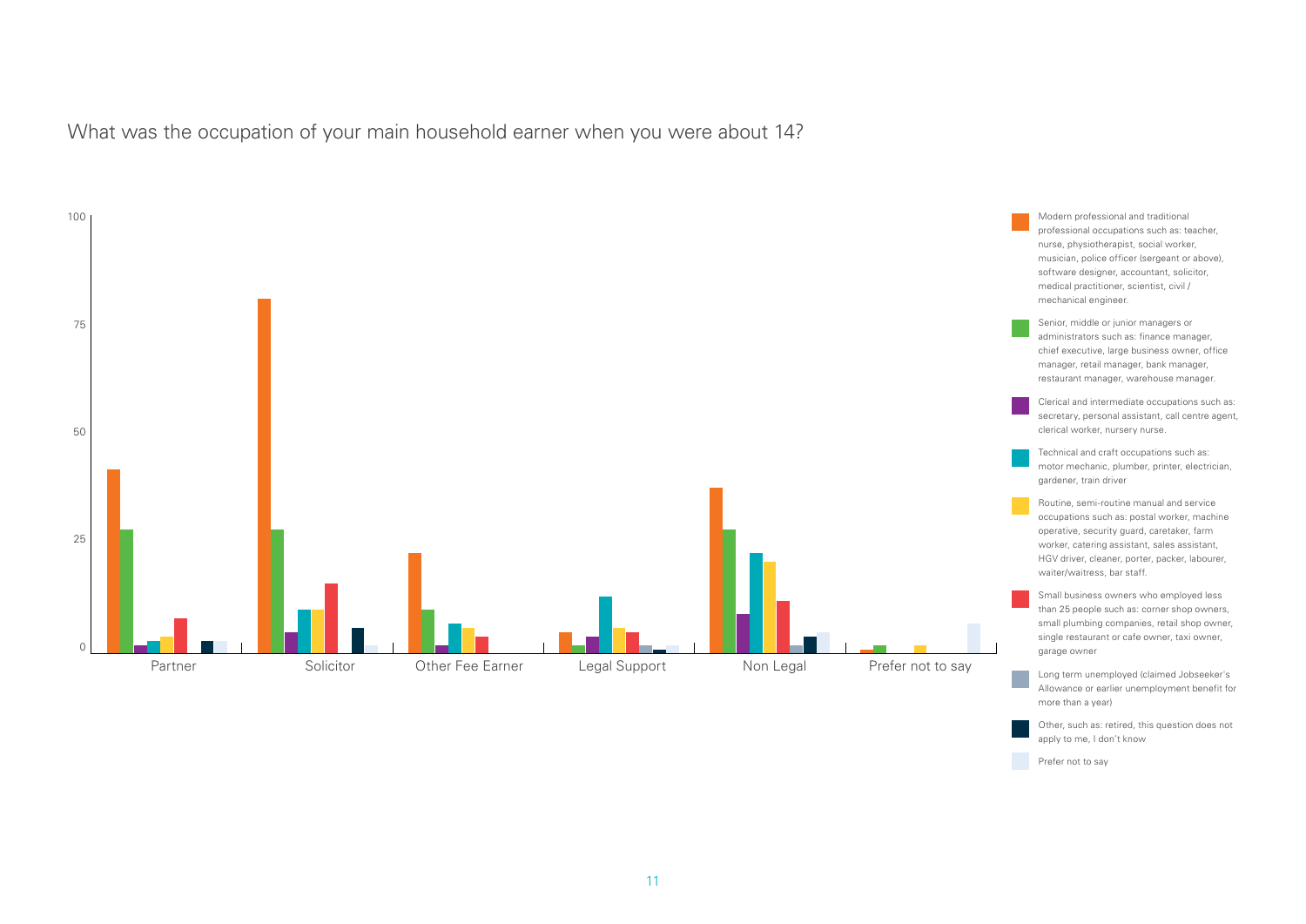What was the occupation of your main household earner when you were about 14?

100

75

50

25

0

Partner | Solicitor | Other Fee Earner | Legal Support | Non Legal | Prefer not to say

Modern professional and traditional professional occupations such as: teacher, nurse, physiotherapist, social worker, musician, police officer (sergeant or above), software designer, accountant, solicitor, medical practitioner, scientist, civil / mechanical engineer.

Senior, middle or junior managers or administrators such as: finance manager, chief executive, large business owner, office manager, retail manager, bank manager, restaurant manager, warehouse manager.

Clerical and intermediate occupations such as: secretary, personal assistant, call centre agent, clerical worker, nursery nurse.

Technical and craft occupations such as: motor mechanic, plumber, printer, electrician, gardener, train driver

Routine, semi-routine manual and service occupations such as: postal worker, machine operative, security guard, caretaker, farm worker, catering assistant, sales assistant, HGV driver, cleaner, porter, packer, labourer, waiter/waitress, bar staff.

Small business owners who employed less than 25 people such as: corner shop owners, small plumbing companies, retail shop owner, single restaurant or cafe owner, taxi owner, garage owner

Long term unemployed (claimed Jobseeker's Allowance or earlier unemployment benefit for more than a year)

Other, such as: retired, this question does not apply to me, I don't know

Prefer not to say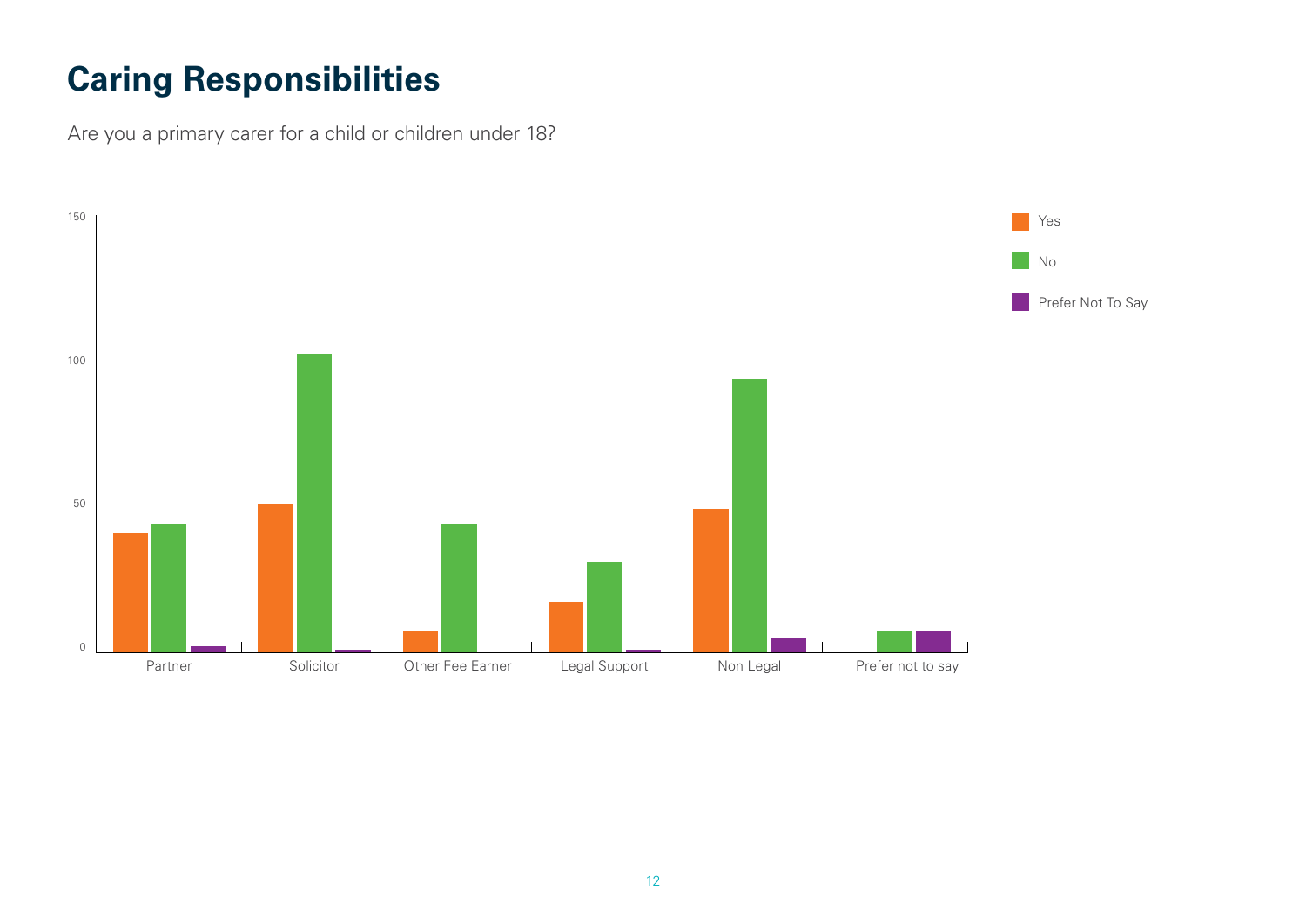# Caring Responsibilities

Are you a primary carer for a child or children under 18?

Yes

No

Prefer Not To Say

150

100

50

0

Partner

Solicitor

Other Fee Earner

Legal Support

Non Legal

Prefer not to say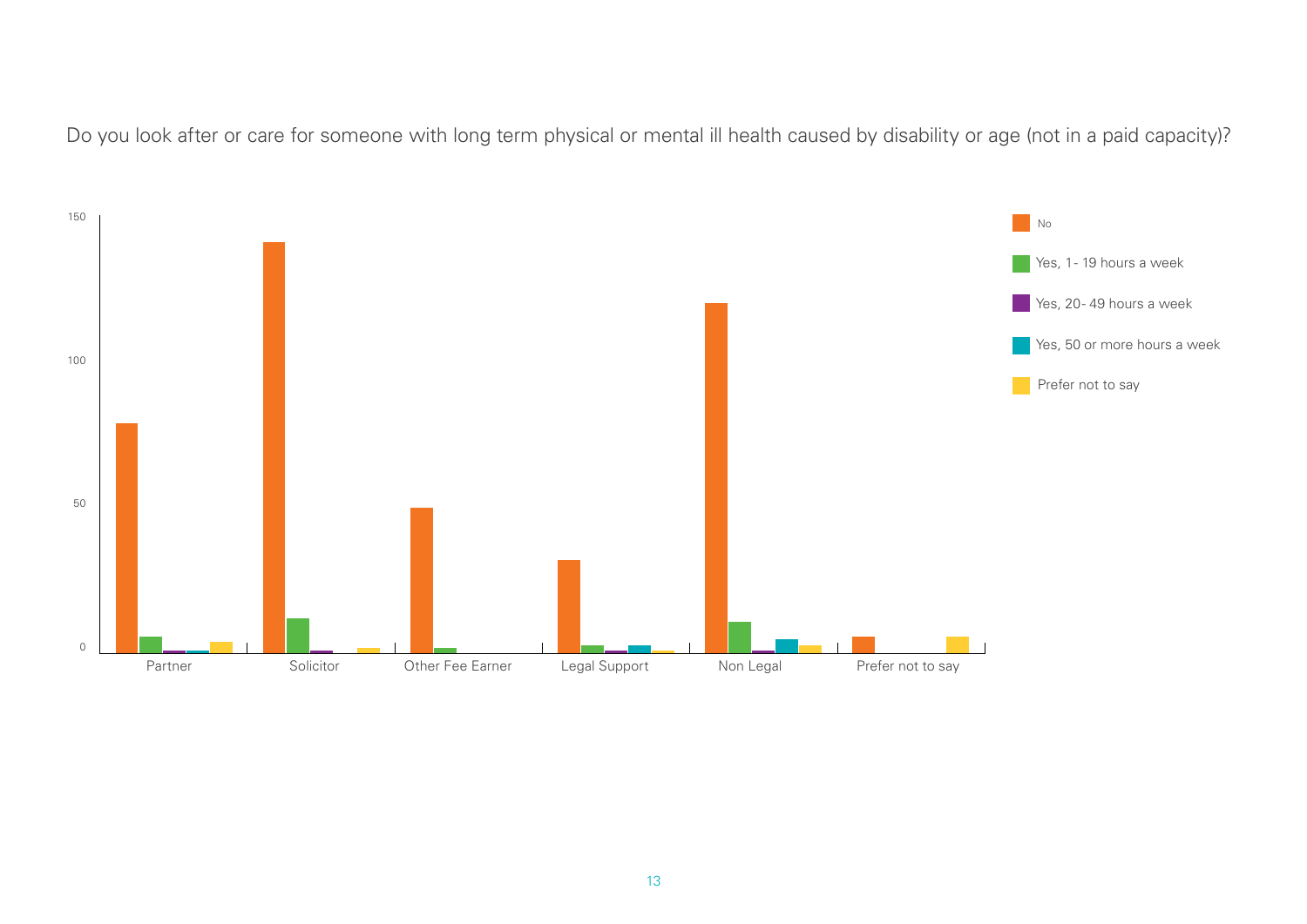Do you look after or care for someone with long term physical or mental ill health caused by disability or age (not in a paid capacity)?

150

100

50

0

Partner | Solicitor | Other Fee Earner | Legal Support | Non Legal | Prefer not to say

No

Yes, 1- 19 hours a week

Yes, 20- 49 hours a week

Yes, 50 or more hours a week

Prefer not to say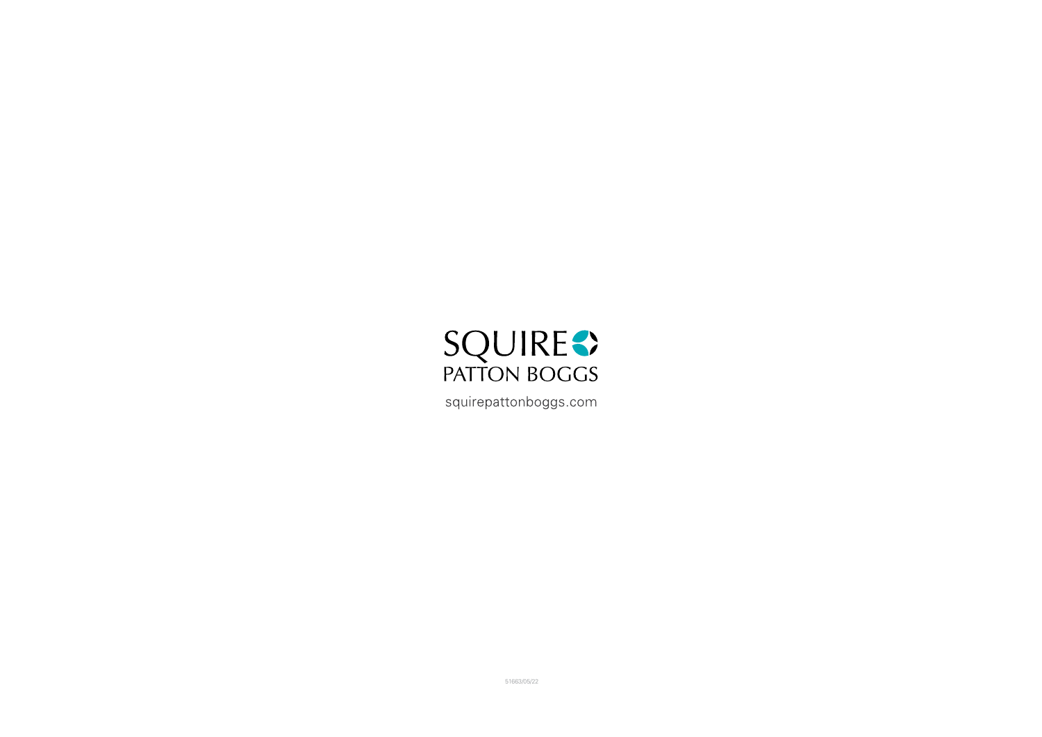SQUIRE
PATTON BOGGS

squirepattonboggs.com

51663/05/22